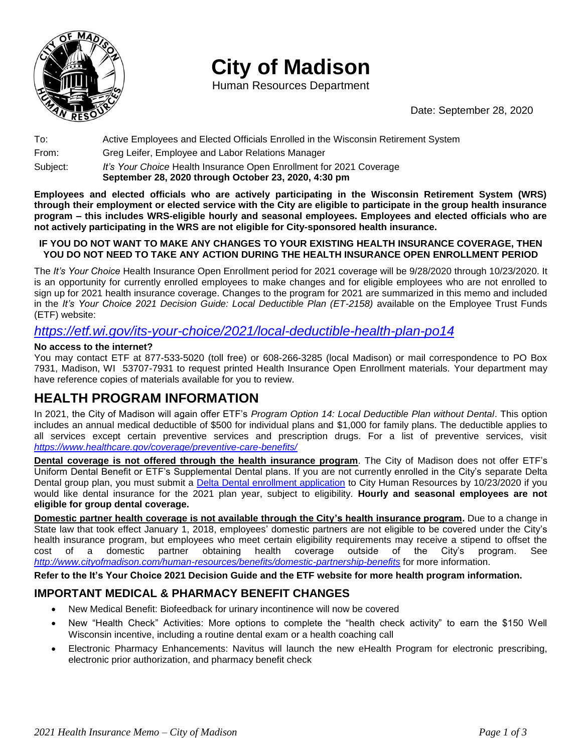# City of Madison

Human Resources Department

Date: September 28, 2020

To: Active Employees and Elected Officials Enrolled in the Wisconsin Retirement System

From: Greg Leifer, Employee and Labor Relations Manager

Subject: *It's Your Choice* Health Insurance Open Enrollment for 2021 Coverage
**September 28, 2020 through October 23, 2020, 4:30 pm**

**Employees and elected officials who are actively participating in the Wisconsin Retirement System (WRS) through their employment or elected service with the City are eligible to participate in the group health insurance program – this includes WRS-eligible hourly and seasonal employees. Employees and elected officials who are not actively participating in the WRS are not eligible for City-sponsored health insurance.**

**IF YOU DO NOT WANT TO MAKE ANY CHANGES TO YOUR EXISTING HEALTH INSURANCE COVERAGE, THEN YOU DO NOT NEED TO TAKE ANY ACTION DURING THE HEALTH INSURANCE OPEN ENROLLMENT PERIOD**

The *It's Your Choice* Health Insurance Open Enrollment period for 2021 coverage will be 9/28/2020 through 10/23/2020. It is an opportunity for currently enrolled employees to make changes and for eligible employees who are not enrolled to sign up for 2021 health insurance coverage. Changes to the program for 2021 are summarized in this memo and included in the *It's Your Choice 2021 Decision Guide: Local Deductible Plan (ET-2158)* available on the Employee Trust Funds (ETF) website:

*https://etf.wi.gov/its-your-choice/2021/local-deductible-health-plan-po14*

**No access to the internet?**
You may contact ETF at 877-533-5020 (toll free) or 608-266-3285 (local Madison) or mail correspondence to PO Box 7931, Madison, WI 53707-7931 to request printed Health Insurance Open Enrollment materials. Your department may have reference copies of materials available for you to review.

## HEALTH PROGRAM INFORMATION

In 2021, the City of Madison will again offer ETF's *Program Option 14: Local Deductible Plan without Dental*. This option includes an annual medical deductible of $500 for individual plans and $1,000 for family plans. The deductible applies to all services except certain preventive services and prescription drugs. For a list of preventive services, visit *https://www.healthcare.gov/coverage/preventive-care-benefits/*

**Dental coverage is not offered through the health insurance program**. The City of Madison does not offer ETF's Uniform Dental Benefit or ETF's Supplemental Dental plans. If you are not currently enrolled in the City's separate Delta Dental group plan, you must submit a Delta Dental enrollment application to City Human Resources by 10/23/2020 if you would like dental insurance for the 2021 plan year, subject to eligibility. **Hourly and seasonal employees are not eligible for group dental coverage.**

**Domestic partner health coverage is not available through the City's health insurance program.** Due to a change in State law that took effect January 1, 2018, employees' domestic partners are not eligible to be covered under the City's health insurance program, but employees who meet certain eligibility requirements may receive a stipend to offset the cost of a domestic partner obtaining health coverage outside of the City's program. See *http://www.cityofmadison.com/human-resources/benefits/domestic-partnership-benefits* for more information.

**Refer to the It's Your Choice 2021 Decision Guide and the ETF website for more health program information.**

### IMPORTANT MEDICAL & PHARMACY BENEFIT CHANGES

- New Medical Benefit: Biofeedback for urinary incontinence will now be covered
- New "Health Check" Activities: More options to complete the "health check activity" to earn the $150 Well Wisconsin incentive, including a routine dental exam or a health coaching call
- Electronic Pharmacy Enhancements: Navitus will launch the new eHealth Program for electronic prescribing, electronic prior authorization, and pharmacy benefit check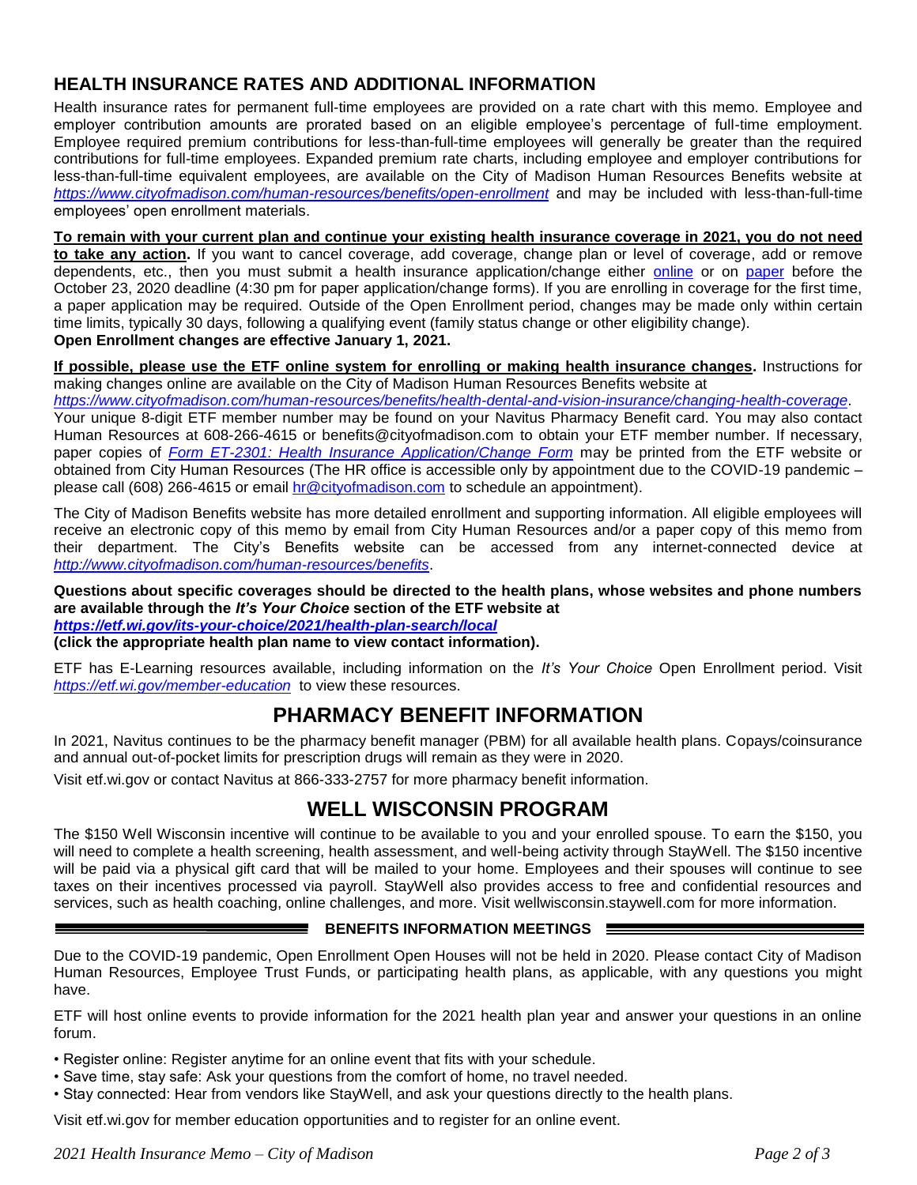## HEALTH INSURANCE RATES AND ADDITIONAL INFORMATION

Health insurance rates for permanent full-time employees are provided on a rate chart with this memo. Employee and employer contribution amounts are prorated based on an eligible employee's percentage of full-time employment. Employee required premium contributions for less-than-full-time employees will generally be greater than the required contributions for full-time employees. Expanded premium rate charts, including employee and employer contributions for less-than-full-time equivalent employees, are available on the City of Madison Human Resources Benefits website at *https://www.cityofmadison.com/human-resources/benefits/open-enrollment* and may be included with less-than-full-time employees' open enrollment materials.

**To remain with your current plan and continue your existing health insurance coverage in 2021, you do not need to take any action.** If you want to cancel coverage, add coverage, change plan or level of coverage, add or remove dependents, etc., then you must submit a health insurance application/change either online or on paper before the October 23, 2020 deadline (4:30 pm for paper application/change forms). If you are enrolling in coverage for the first time, a paper application may be required. Outside of the Open Enrollment period, changes may be made only within certain time limits, typically 30 days, following a qualifying event (family status change or other eligibility change).

**Open Enrollment changes are effective January 1, 2021.**

**If possible, please use the ETF online system for enrolling or making health insurance changes.** Instructions for making changes online are available on the City of Madison Human Resources Benefits website at *https://www.cityofmadison.com/human-resources/benefits/health-dental-and-vision-insurance/changing-health-coverage*. Your unique 8-digit ETF member number may be found on your Navitus Pharmacy Benefit card. You may also contact Human Resources at 608-266-4615 or benefits@cityofmadison.com to obtain your ETF member number. If necessary, paper copies of *Form ET-2301: Health Insurance Application/Change Form* may be printed from the ETF website or obtained from City Human Resources (The HR office is accessible only by appointment due to the COVID-19 pandemic – please call (608) 266-4615 or email hr@cityofmadison.com to schedule an appointment).

The City of Madison Benefits website has more detailed enrollment and supporting information. All eligible employees will receive an electronic copy of this memo by email from City Human Resources and/or a paper copy of this memo from their department. The City's Benefits website can be accessed from any internet-connected device at *http://www.cityofmadison.com/human-resources/benefits*.

**Questions about specific coverages should be directed to the health plans, whose websites and phone numbers are available through the *It's Your Choice* section of the ETF website at *https://etf.wi.gov/its-your-choice/2021/health-plan-search/local* (click the appropriate health plan name to view contact information).**

ETF has E-Learning resources available, including information on the *It's Your Choice* Open Enrollment period. Visit *https://etf.wi.gov/member-education* to view these resources.

## PHARMACY BENEFIT INFORMATION

In 2021, Navitus continues to be the pharmacy benefit manager (PBM) for all available health plans. Copays/coinsurance and annual out-of-pocket limits for prescription drugs will remain as they were in 2020.

Visit etf.wi.gov or contact Navitus at 866-333-2757 for more pharmacy benefit information.

## WELL WISCONSIN PROGRAM

The $150 Well Wisconsin incentive will continue to be available to you and your enrolled spouse. To earn the $150, you will need to complete a health screening, health assessment, and well-being activity through StayWell. The $150 incentive will be paid via a physical gift card that will be mailed to your home. Employees and their spouses will continue to see taxes on their incentives processed via payroll. StayWell also provides access to free and confidential resources and services, such as health coaching, online challenges, and more. Visit wellwisconsin.staywell.com for more information.

### BENEFITS INFORMATION MEETINGS

Due to the COVID-19 pandemic, Open Enrollment Open Houses will not be held in 2020. Please contact City of Madison Human Resources, Employee Trust Funds, or participating health plans, as applicable, with any questions you might have.

ETF will host online events to provide information for the 2021 health plan year and answer your questions in an online forum.

- Register online: Register anytime for an online event that fits with your schedule.
- Save time, stay safe: Ask your questions from the comfort of home, no travel needed.
- Stay connected: Hear from vendors like StayWell, and ask your questions directly to the health plans.

Visit etf.wi.gov for member education opportunities and to register for an online event.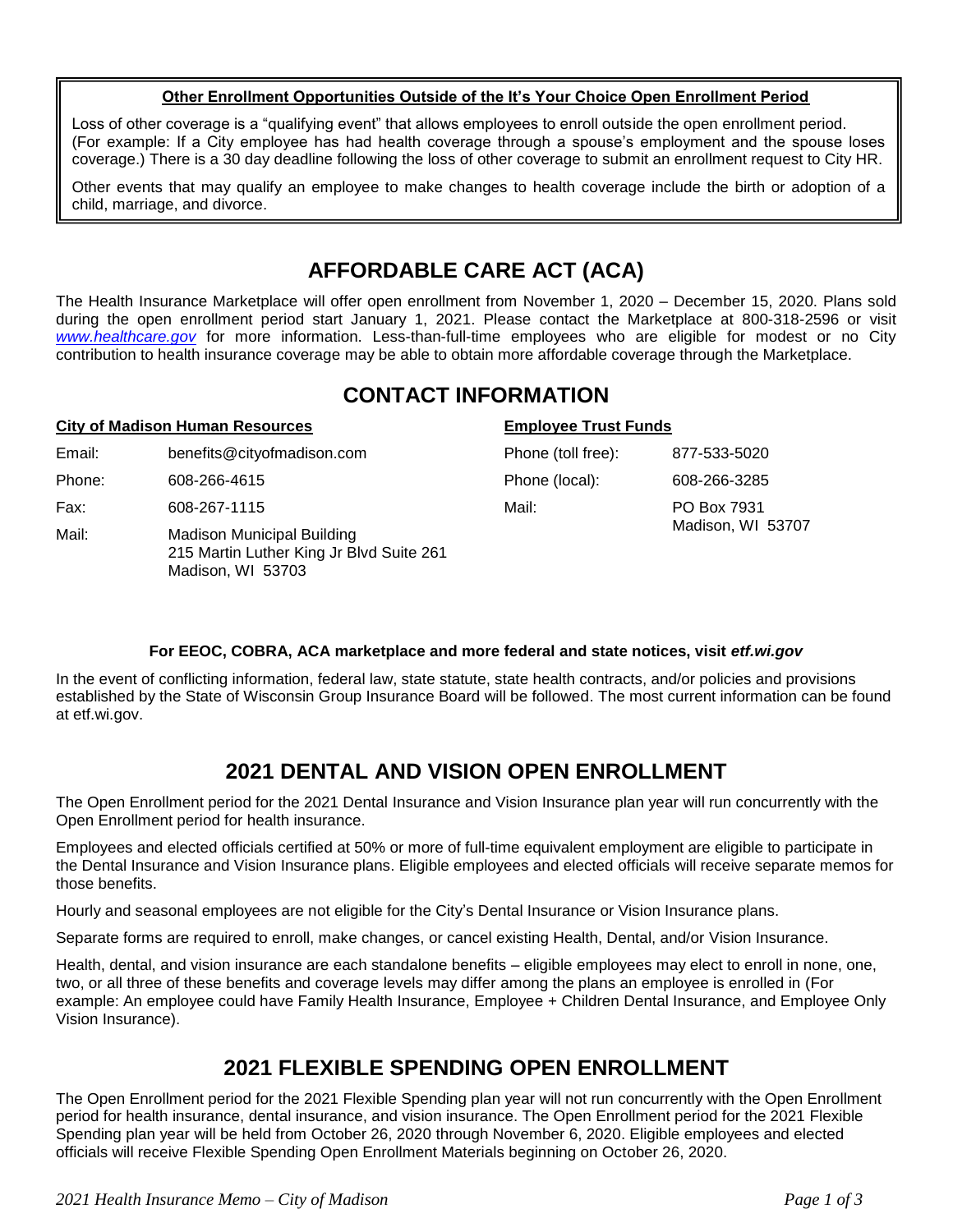**Other Enrollment Opportunities Outside of the It's Your Choice Open Enrollment Period**

Loss of other coverage is a "qualifying event" that allows employees to enroll outside the open enrollment period. (For example: If a City employee has had health coverage through a spouse's employment and the spouse loses coverage.) There is a 30 day deadline following the loss of other coverage to submit an enrollment request to City HR.

Other events that may qualify an employee to make changes to health coverage include the birth or adoption of a child, marriage, and divorce.

## AFFORDABLE CARE ACT (ACA)

The Health Insurance Marketplace will offer open enrollment from November 1, 2020 – December 15, 2020. Plans sold during the open enrollment period start January 1, 2021. Please contact the Marketplace at 800-318-2596 or visit *www.healthcare.gov* for more information. Less-than-full-time employees who are eligible for modest or no City contribution to health insurance coverage may be able to obtain more affordable coverage through the Marketplace.

## CONTACT INFORMATION

**City of Madison Human Resources**

| | |
|---|---|
| Email: | benefits@cityofmadison.com |
| Phone: | 608-266-4615 |
| Fax: | 608-267-1115 |
| Mail: | Madison Municipal Building<br>215 Martin Luther King Jr Blvd Suite 261<br>Madison, WI 53703 |

**Employee Trust Funds**

| | |
|---|---|
| Phone (toll free): | 877-533-5020 |
| Phone (local): | 608-266-3285 |
| Mail: | PO Box 7931<br>Madison, WI 53707 |

**For EEOC, COBRA, ACA marketplace and more federal and state notices, visit *etf.wi.gov***

In the event of conflicting information, federal law, state statute, state health contracts, and/or policies and provisions established by the State of Wisconsin Group Insurance Board will be followed. The most current information can be found at etf.wi.gov.

## 2021 DENTAL AND VISION OPEN ENROLLMENT

The Open Enrollment period for the 2021 Dental Insurance and Vision Insurance plan year will run concurrently with the Open Enrollment period for health insurance.

Employees and elected officials certified at 50% or more of full-time equivalent employment are eligible to participate in the Dental Insurance and Vision Insurance plans. Eligible employees and elected officials will receive separate memos for those benefits.

Hourly and seasonal employees are not eligible for the City's Dental Insurance or Vision Insurance plans.

Separate forms are required to enroll, make changes, or cancel existing Health, Dental, and/or Vision Insurance.

Health, dental, and vision insurance are each standalone benefits – eligible employees may elect to enroll in none, one, two, or all three of these benefits and coverage levels may differ among the plans an employee is enrolled in (For example: An employee could have Family Health Insurance, Employee + Children Dental Insurance, and Employee Only Vision Insurance).

## 2021 FLEXIBLE SPENDING OPEN ENROLLMENT

The Open Enrollment period for the 2021 Flexible Spending plan year will not run concurrently with the Open Enrollment period for health insurance, dental insurance, and vision insurance. The Open Enrollment period for the 2021 Flexible Spending plan year will be held from October 26, 2020 through November 6, 2020. Eligible employees and elected officials will receive Flexible Spending Open Enrollment Materials beginning on October 26, 2020.